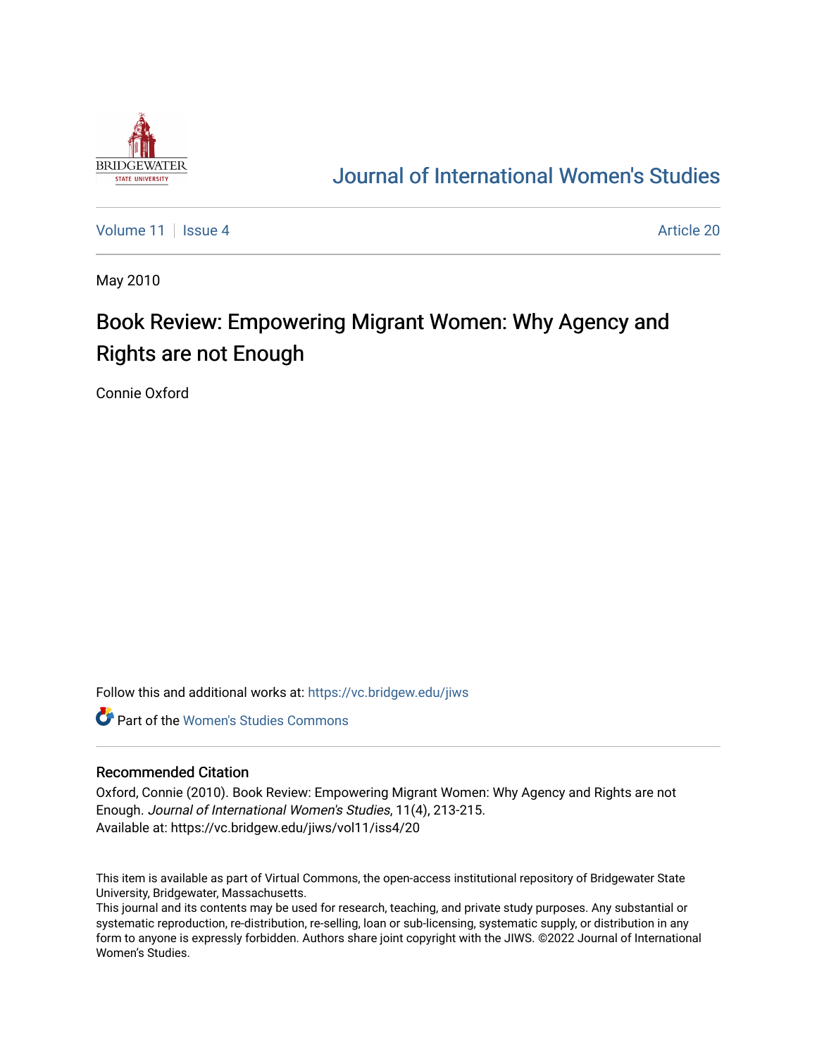# Journal of International Women's Studies

Volume 11 | Issue 4 | Article 20

May 2010

## Book Review: Empowering Migrant Women: Why Agency and Rights are not Enough

Connie Oxford

Follow this and additional works at: https://vc.bridgew.edu/jiws

Part of the Women's Studies Commons

### Recommended Citation

Oxford, Connie (2010). Book Review: Empowering Migrant Women: Why Agency and Rights are not Enough. *Journal of International Women's Studies*, 11(4), 213-215.
Available at: https://vc.bridgew.edu/jiws/vol11/iss4/20

This item is available as part of Virtual Commons, the open-access institutional repository of Bridgewater State University, Bridgewater, Massachusetts.
This journal and its contents may be used for research, teaching, and private study purposes. Any substantial or systematic reproduction, re-distribution, re-selling, loan or sub-licensing, systematic supply, or distribution in any form to anyone is expressly forbidden. Authors share joint copyright with the JIWS. ©2022 Journal of International Women's Studies.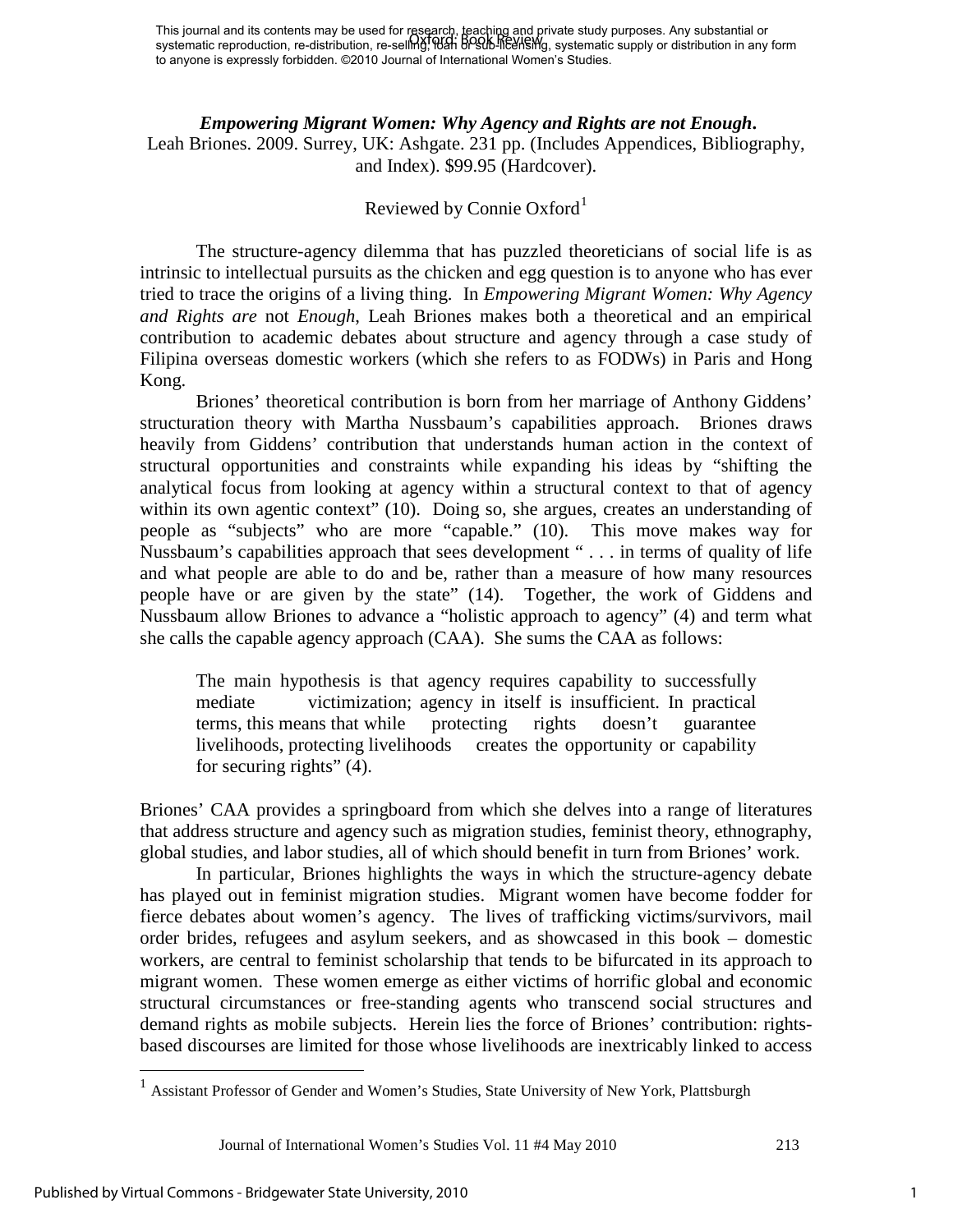This journal and its contents may be used for research, teaching and private study purposes. Any substantial or systematic reproduction, re-distribution, re-selling, loan or sub-licensing, systematic supply or distribution in any form to anyone is expressly forbidden. ©2010 Journal of International Women's Studies.

***Empowering Migrant Women: Why Agency and Rights are not Enough*.**
Leah Briones. 2009. Surrey, UK: Ashgate. 231 pp. (Includes Appendices, Bibliography, and Index). $99.95 (Hardcover).

Reviewed by Connie Oxford[1]

The structure-agency dilemma that has puzzled theoreticians of social life is as intrinsic to intellectual pursuits as the chicken and egg question is to anyone who has ever tried to trace the origins of a living thing. In *Empowering Migrant Women: Why Agency and Rights are* not *Enough*, Leah Briones makes both a theoretical and an empirical contribution to academic debates about structure and agency through a case study of Filipina overseas domestic workers (which she refers to as FODWs) in Paris and Hong Kong.

Briones' theoretical contribution is born from her marriage of Anthony Giddens' structuration theory with Martha Nussbaum's capabilities approach. Briones draws heavily from Giddens' contribution that understands human action in the context of structural opportunities and constraints while expanding his ideas by "shifting the analytical focus from looking at agency within a structural context to that of agency within its own agentic context" (10). Doing so, she argues, creates an understanding of people as "subjects" who are more "capable." (10). This move makes way for Nussbaum's capabilities approach that sees development " . . . in terms of quality of life and what people are able to do and be, rather than a measure of how many resources people have or are given by the state" (14). Together, the work of Giddens and Nussbaum allow Briones to advance a "holistic approach to agency" (4) and term what she calls the capable agency approach (CAA). She sums the CAA as follows:

> The main hypothesis is that agency requires capability to successfully mediate victimization; agency in itself is insufficient. In practical terms, this means that while protecting rights doesn't guarantee livelihoods, protecting livelihoods creates the opportunity or capability for securing rights" (4).

Briones' CAA provides a springboard from which she delves into a range of literatures that address structure and agency such as migration studies, feminist theory, ethnography, global studies, and labor studies, all of which should benefit in turn from Briones' work.

In particular, Briones highlights the ways in which the structure-agency debate has played out in feminist migration studies. Migrant women have become fodder for fierce debates about women's agency. The lives of trafficking victims/survivors, mail order brides, refugees and asylum seekers, and as showcased in this book – domestic workers, are central to feminist scholarship that tends to be bifurcated in its approach to migrant women. These women emerge as either victims of horrific global and economic structural circumstances or free-standing agents who transcend social structures and demand rights as mobile subjects. Herein lies the force of Briones' contribution: rights-based discourses are limited for those whose livelihoods are inextricably linked to access

[1] Assistant Professor of Gender and Women's Studies, State University of New York, Plattsburgh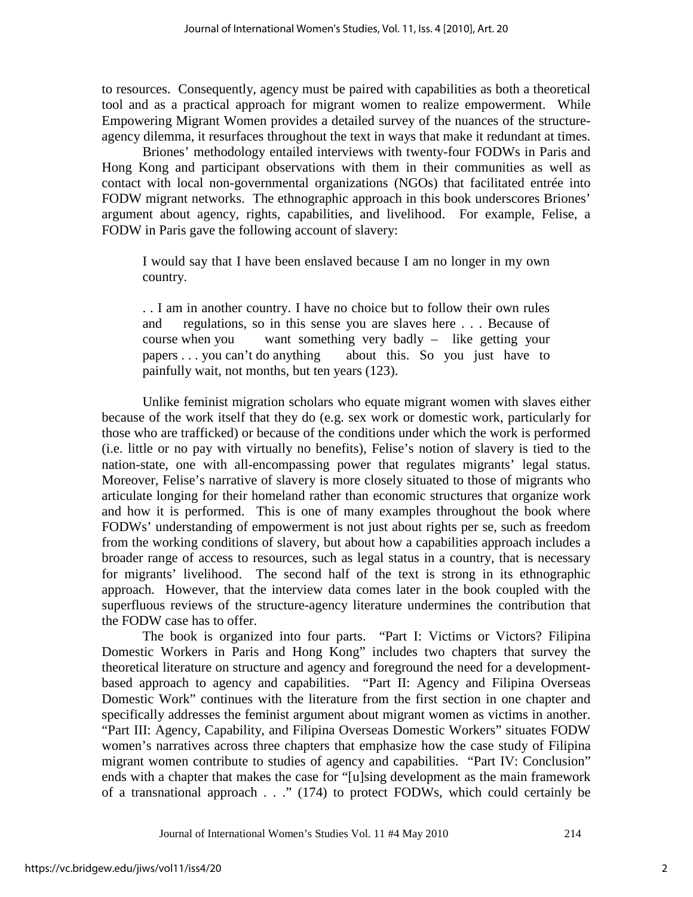to resources. Consequently, agency must be paired with capabilities as both a theoretical tool and as a practical approach for migrant women to realize empowerment. While Empowering Migrant Women provides a detailed survey of the nuances of the structure-agency dilemma, it resurfaces throughout the text in ways that make it redundant at times.

Briones' methodology entailed interviews with twenty-four FODWs in Paris and Hong Kong and participant observations with them in their communities as well as contact with local non-governmental organizations (NGOs) that facilitated entrée into FODW migrant networks. The ethnographic approach in this book underscores Briones' argument about agency, rights, capabilities, and livelihood. For example, Felise, a FODW in Paris gave the following account of slavery:

> I would say that I have been enslaved because I am no longer in my own country.
>
> . . I am in another country. I have no choice but to follow their own rules and regulations, so in this sense you are slaves here . . . Because of course when you want something very badly – like getting your papers . . . you can't do anything about this. So you just have to painfully wait, not months, but ten years (123).

Unlike feminist migration scholars who equate migrant women with slaves either because of the work itself that they do (e.g. sex work or domestic work, particularly for those who are trafficked) or because of the conditions under which the work is performed (i.e. little or no pay with virtually no benefits), Felise's notion of slavery is tied to the nation-state, one with all-encompassing power that regulates migrants' legal status. Moreover, Felise's narrative of slavery is more closely situated to those of migrants who articulate longing for their homeland rather than economic structures that organize work and how it is performed. This is one of many examples throughout the book where FODWs' understanding of empowerment is not just about rights per se, such as freedom from the working conditions of slavery, but about how a capabilities approach includes a broader range of access to resources, such as legal status in a country, that is necessary for migrants' livelihood. The second half of the text is strong in its ethnographic approach. However, that the interview data comes later in the book coupled with the superfluous reviews of the structure-agency literature undermines the contribution that the FODW case has to offer.

The book is organized into four parts. "Part I: Victims or Victors? Filipina Domestic Workers in Paris and Hong Kong" includes two chapters that survey the theoretical literature on structure and agency and foreground the need for a development-based approach to agency and capabilities. "Part II: Agency and Filipina Overseas Domestic Work" continues with the literature from the first section in one chapter and specifically addresses the feminist argument about migrant women as victims in another. "Part III: Agency, Capability, and Filipina Overseas Domestic Workers" situates FODW women's narratives across three chapters that emphasize how the case study of Filipina migrant women contribute to studies of agency and capabilities. "Part IV: Conclusion" ends with a chapter that makes the case for "[u]sing development as the main framework of a transnational approach . . ." (174) to protect FODWs, which could certainly be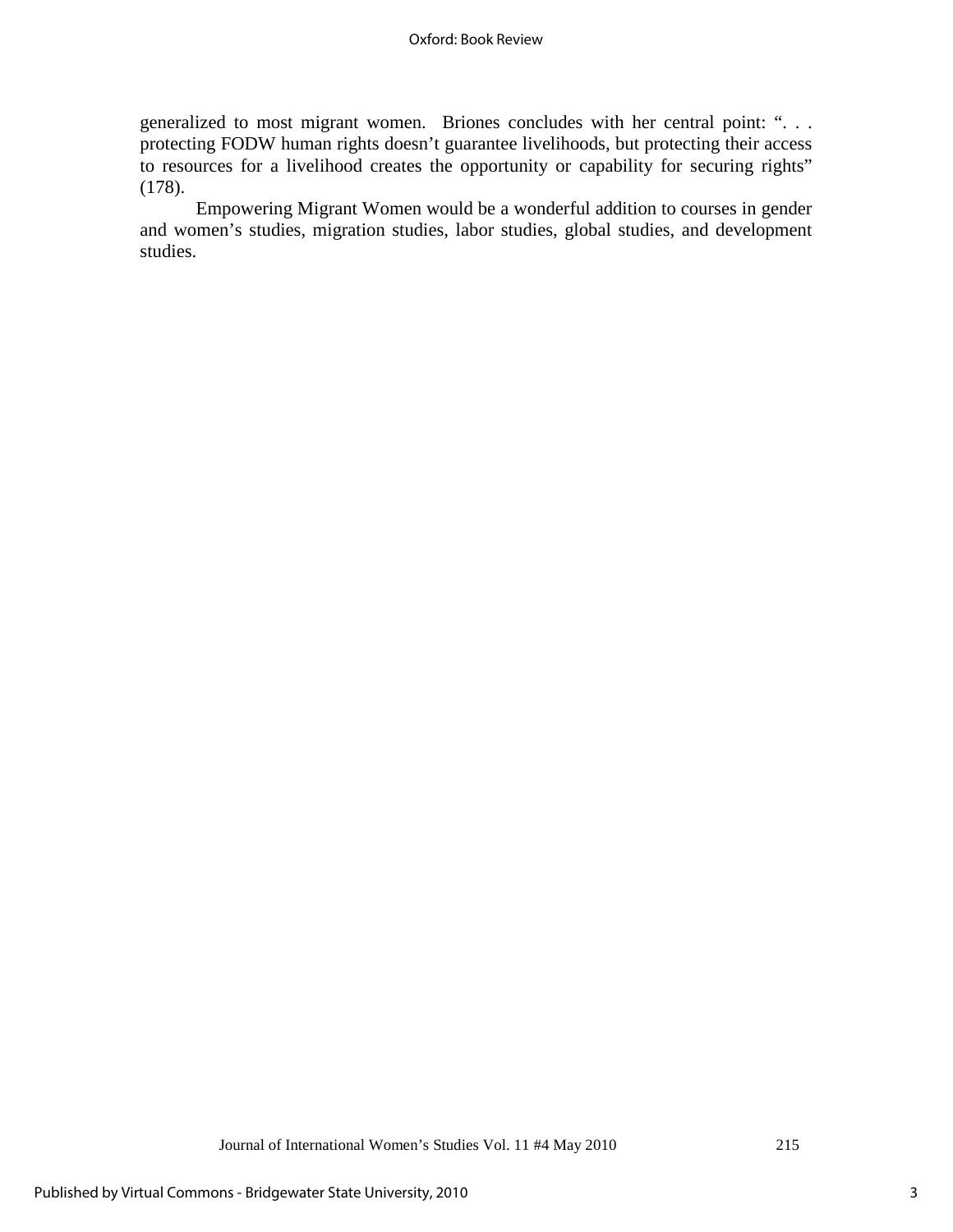generalized to most migrant women. Briones concludes with her central point: ". . . protecting FODW human rights doesn't guarantee livelihoods, but protecting their access to resources for a livelihood creates the opportunity or capability for securing rights" (178).

Empowering Migrant Women would be a wonderful addition to courses in gender and women's studies, migration studies, labor studies, global studies, and development studies.